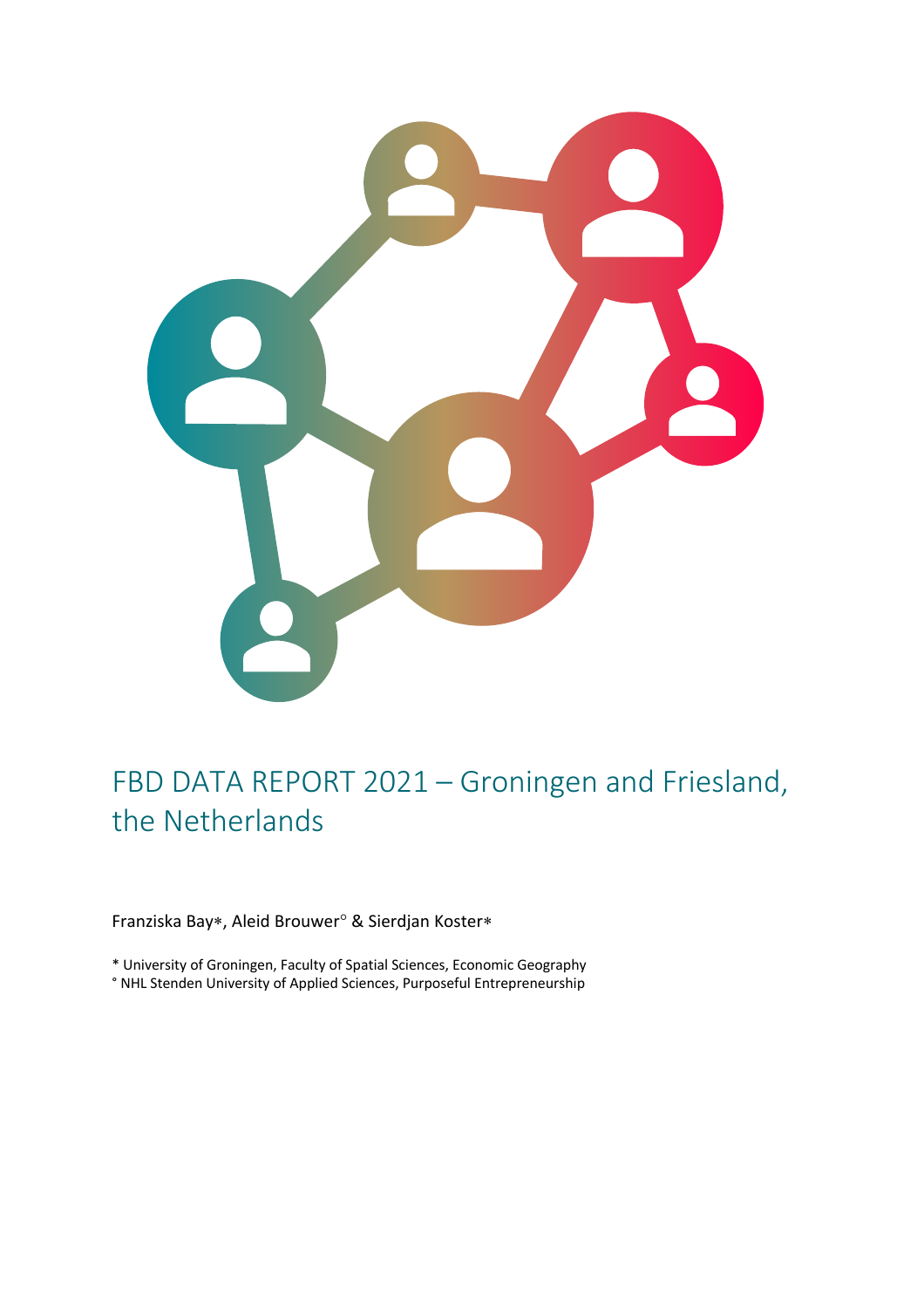# FBD DATA REPORT 2021 – Groningen and Friesland, the Netherlands

Franziska Bay*, Aleid Brouwer° & Sierdjan Koster*

* University of Groningen, Faculty of Spatial Sciences, Economic Geography
° NHL Stenden University of Applied Sciences, Purposeful Entrepreneurship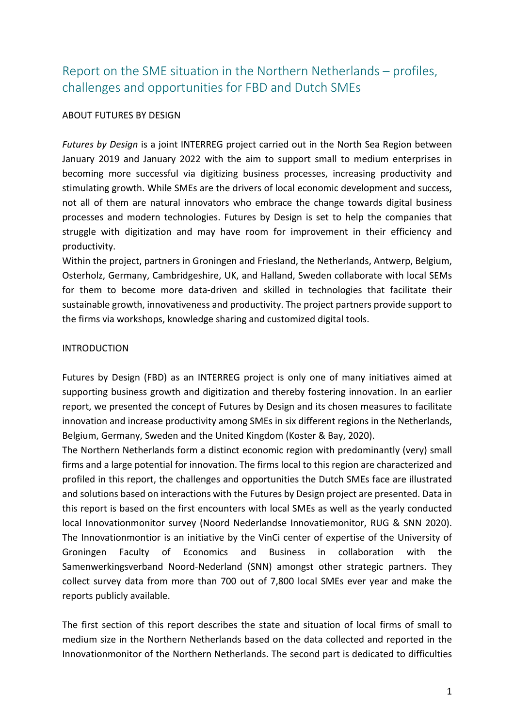# Report on the SME situation in the Northern Netherlands – profiles, challenges and opportunities for FBD and Dutch SMEs

ABOUT FUTURES BY DESIGN

*Futures by Design* is a joint INTERREG project carried out in the North Sea Region between January 2019 and January 2022 with the aim to support small to medium enterprises in becoming more successful via digitizing business processes, increasing productivity and stimulating growth. While SMEs are the drivers of local economic development and success, not all of them are natural innovators who embrace the change towards digital business processes and modern technologies. Futures by Design is set to help the companies that struggle with digitization and may have room for improvement in their efficiency and productivity.

Within the project, partners in Groningen and Friesland, the Netherlands, Antwerp, Belgium, Osterholz, Germany, Cambridgeshire, UK, and Halland, Sweden collaborate with local SEMs for them to become more data-driven and skilled in technologies that facilitate their sustainable growth, innovativeness and productivity. The project partners provide support to the firms via workshops, knowledge sharing and customized digital tools.

INTRODUCTION

Futures by Design (FBD) as an INTERREG project is only one of many initiatives aimed at supporting business growth and digitization and thereby fostering innovation. In an earlier report, we presented the concept of Futures by Design and its chosen measures to facilitate innovation and increase productivity among SMEs in six different regions in the Netherlands, Belgium, Germany, Sweden and the United Kingdom (Koster & Bay, 2020).

The Northern Netherlands form a distinct economic region with predominantly (very) small firms and a large potential for innovation. The firms local to this region are characterized and profiled in this report, the challenges and opportunities the Dutch SMEs face are illustrated and solutions based on interactions with the Futures by Design project are presented. Data in this report is based on the first encounters with local SMEs as well as the yearly conducted local Innovationmonitor survey (Noord Nederlandse Innovatiemonitor, RUG & SNN 2020). The Innovationmontior is an initiative by the VinCi center of expertise of the University of Groningen Faculty of Economics and Business in collaboration with the Samenwerkingsverband Noord-Nederland (SNN) amongst other strategic partners. They collect survey data from more than 700 out of 7,800 local SMEs ever year and make the reports publicly available.

The first section of this report describes the state and situation of local firms of small to medium size in the Northern Netherlands based on the data collected and reported in the Innovationmonitor of the Northern Netherlands. The second part is dedicated to difficulties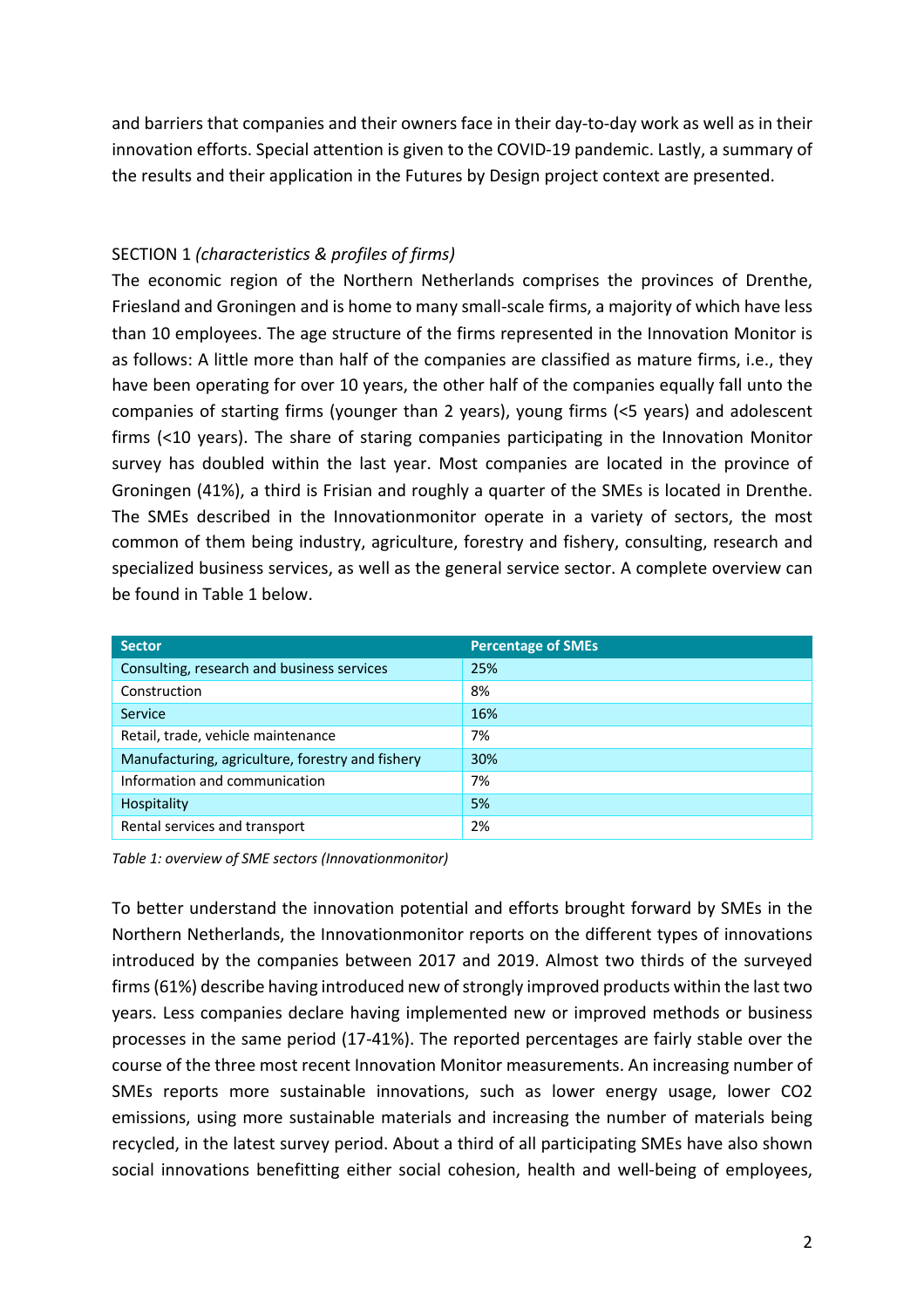and barriers that companies and their owners face in their day-to-day work as well as in their innovation efforts. Special attention is given to the COVID-19 pandemic. Lastly, a summary of the results and their application in the Futures by Design project context are presented.

SECTION 1 *(characteristics & profiles of firms)*

The economic region of the Northern Netherlands comprises the provinces of Drenthe, Friesland and Groningen and is home to many small-scale firms, a majority of which have less than 10 employees. The age structure of the firms represented in the Innovation Monitor is as follows: A little more than half of the companies are classified as mature firms, i.e., they have been operating for over 10 years, the other half of the companies equally fall unto the companies of starting firms (younger than 2 years), young firms (<5 years) and adolescent firms (<10 years). The share of staring companies participating in the Innovation Monitor survey has doubled within the last year. Most companies are located in the province of Groningen (41%), a third is Frisian and roughly a quarter of the SMEs is located in Drenthe. The SMEs described in the Innovationmonitor operate in a variety of sectors, the most common of them being industry, agriculture, forestry and fishery, consulting, research and specialized business services, as well as the general service sector. A complete overview can be found in Table 1 below.

| Sector | Percentage of SMEs |
|---|---|
| Consulting, research and business services | 25% |
| Construction | 8% |
| Service | 16% |
| Retail, trade, vehicle maintenance | 7% |
| Manufacturing, agriculture, forestry and fishery | 30% |
| Information and communication | 7% |
| Hospitality | 5% |
| Rental services and transport | 2% |

*Table 1: overview of SME sectors (Innovationmonitor)*

To better understand the innovation potential and efforts brought forward by SMEs in the Northern Netherlands, the Innovationmonitor reports on the different types of innovations introduced by the companies between 2017 and 2019. Almost two thirds of the surveyed firms (61%) describe having introduced new of strongly improved products within the last two years. Less companies declare having implemented new or improved methods or business processes in the same period (17-41%). The reported percentages are fairly stable over the course of the three most recent Innovation Monitor measurements. An increasing number of SMEs reports more sustainable innovations, such as lower energy usage, lower $CO_2$ emissions, using more sustainable materials and increasing the number of materials being recycled, in the latest survey period. About a third of all participating SMEs have also shown social innovations benefitting either social cohesion, health and well-being of employees,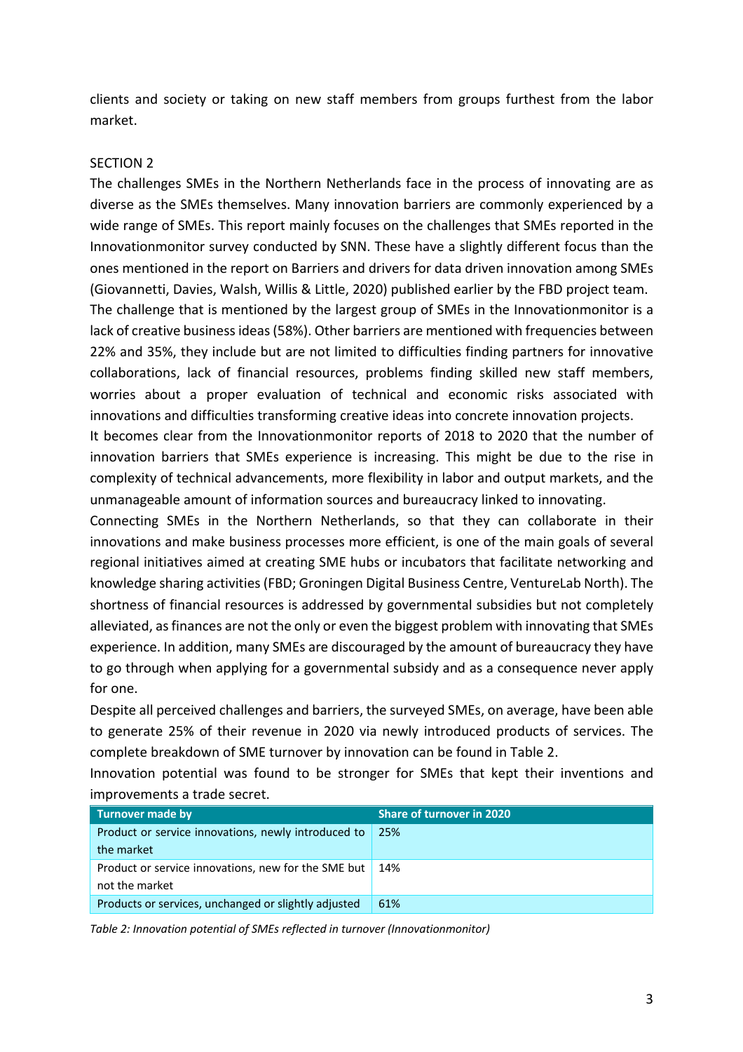clients and society or taking on new staff members from groups furthest from the labor market.

SECTION 2

The challenges SMEs in the Northern Netherlands face in the process of innovating are as diverse as the SMEs themselves. Many innovation barriers are commonly experienced by a wide range of SMEs. This report mainly focuses on the challenges that SMEs reported in the Innovationmonitor survey conducted by SNN. These have a slightly different focus than the ones mentioned in the report on Barriers and drivers for data driven innovation among SMEs (Giovannetti, Davies, Walsh, Willis & Little, 2020) published earlier by the FBD project team.

The challenge that is mentioned by the largest group of SMEs in the Innovationmonitor is a lack of creative business ideas (58%). Other barriers are mentioned with frequencies between 22% and 35%, they include but are not limited to difficulties finding partners for innovative collaborations, lack of financial resources, problems finding skilled new staff members, worries about a proper evaluation of technical and economic risks associated with innovations and difficulties transforming creative ideas into concrete innovation projects.

It becomes clear from the Innovationmonitor reports of 2018 to 2020 that the number of innovation barriers that SMEs experience is increasing. This might be due to the rise in complexity of technical advancements, more flexibility in labor and output markets, and the unmanageable amount of information sources and bureaucracy linked to innovating.

Connecting SMEs in the Northern Netherlands, so that they can collaborate in their innovations and make business processes more efficient, is one of the main goals of several regional initiatives aimed at creating SME hubs or incubators that facilitate networking and knowledge sharing activities (FBD; Groningen Digital Business Centre, VentureLab North). The shortness of financial resources is addressed by governmental subsidies but not completely alleviated, as finances are not the only or even the biggest problem with innovating that SMEs experience. In addition, many SMEs are discouraged by the amount of bureaucracy they have to go through when applying for a governmental subsidy and as a consequence never apply for one.

Despite all perceived challenges and barriers, the surveyed SMEs, on average, have been able to generate 25% of their revenue in 2020 via newly introduced products of services. The complete breakdown of SME turnover by innovation can be found in Table 2.

Innovation potential was found to be stronger for SMEs that kept their inventions and improvements a trade secret.

| Turnover made by | Share of turnover in 2020 |
|---|---|
| Product or service innovations, newly introduced to the market | 25% |
| Product or service innovations, new for the SME but not the market | 14% |
| Products or services, unchanged or slightly adjusted | 61% |

*Table 2: Innovation potential of SMEs reflected in turnover (Innovationmonitor)*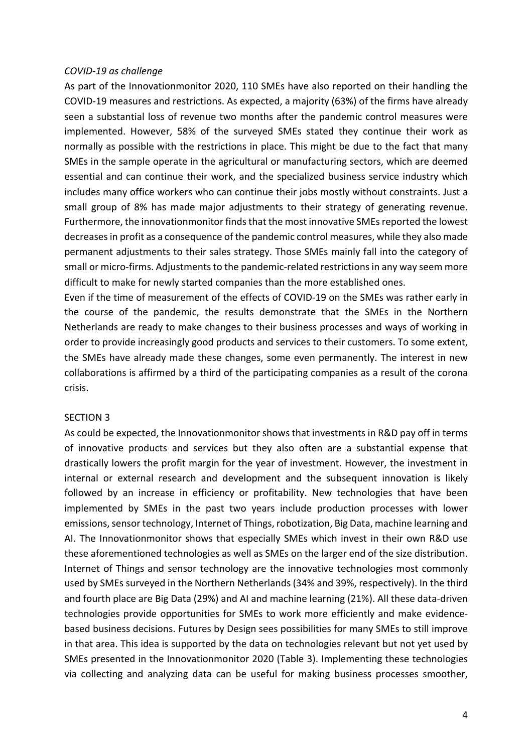*COVID-19 as challenge*

As part of the Innovationmonitor 2020, 110 SMEs have also reported on their handling the COVID-19 measures and restrictions. As expected, a majority (63%) of the firms have already seen a substantial loss of revenue two months after the pandemic control measures were implemented. However, 58% of the surveyed SMEs stated they continue their work as normally as possible with the restrictions in place. This might be due to the fact that many SMEs in the sample operate in the agricultural or manufacturing sectors, which are deemed essential and can continue their work, and the specialized business service industry which includes many office workers who can continue their jobs mostly without constraints. Just a small group of 8% has made major adjustments to their strategy of generating revenue. Furthermore, the innovationmonitor finds that the most innovative SMEs reported the lowest decreases in profit as a consequence of the pandemic control measures, while they also made permanent adjustments to their sales strategy. Those SMEs mainly fall into the category of small or micro-firms. Adjustments to the pandemic-related restrictions in any way seem more difficult to make for newly started companies than the more established ones.

Even if the time of measurement of the effects of COVID-19 on the SMEs was rather early in the course of the pandemic, the results demonstrate that the SMEs in the Northern Netherlands are ready to make changes to their business processes and ways of working in order to provide increasingly good products and services to their customers. To some extent, the SMEs have already made these changes, some even permanently. The interest in new collaborations is affirmed by a third of the participating companies as a result of the corona crisis.

SECTION 3

As could be expected, the Innovationmonitor shows that investments in R&D pay off in terms of innovative products and services but they also often are a substantial expense that drastically lowers the profit margin for the year of investment. However, the investment in internal or external research and development and the subsequent innovation is likely followed by an increase in efficiency or profitability. New technologies that have been implemented by SMEs in the past two years include production processes with lower emissions, sensor technology, Internet of Things, robotization, Big Data, machine learning and AI. The Innovationmonitor shows that especially SMEs which invest in their own R&D use these aforementioned technologies as well as SMEs on the larger end of the size distribution. Internet of Things and sensor technology are the innovative technologies most commonly used by SMEs surveyed in the Northern Netherlands (34% and 39%, respectively). In the third and fourth place are Big Data (29%) and AI and machine learning (21%). All these data-driven technologies provide opportunities for SMEs to work more efficiently and make evidence-based business decisions. Futures by Design sees possibilities for many SMEs to still improve in that area. This idea is supported by the data on technologies relevant but not yet used by SMEs presented in the Innovationmonitor 2020 (Table 3). Implementing these technologies via collecting and analyzing data can be useful for making business processes smoother,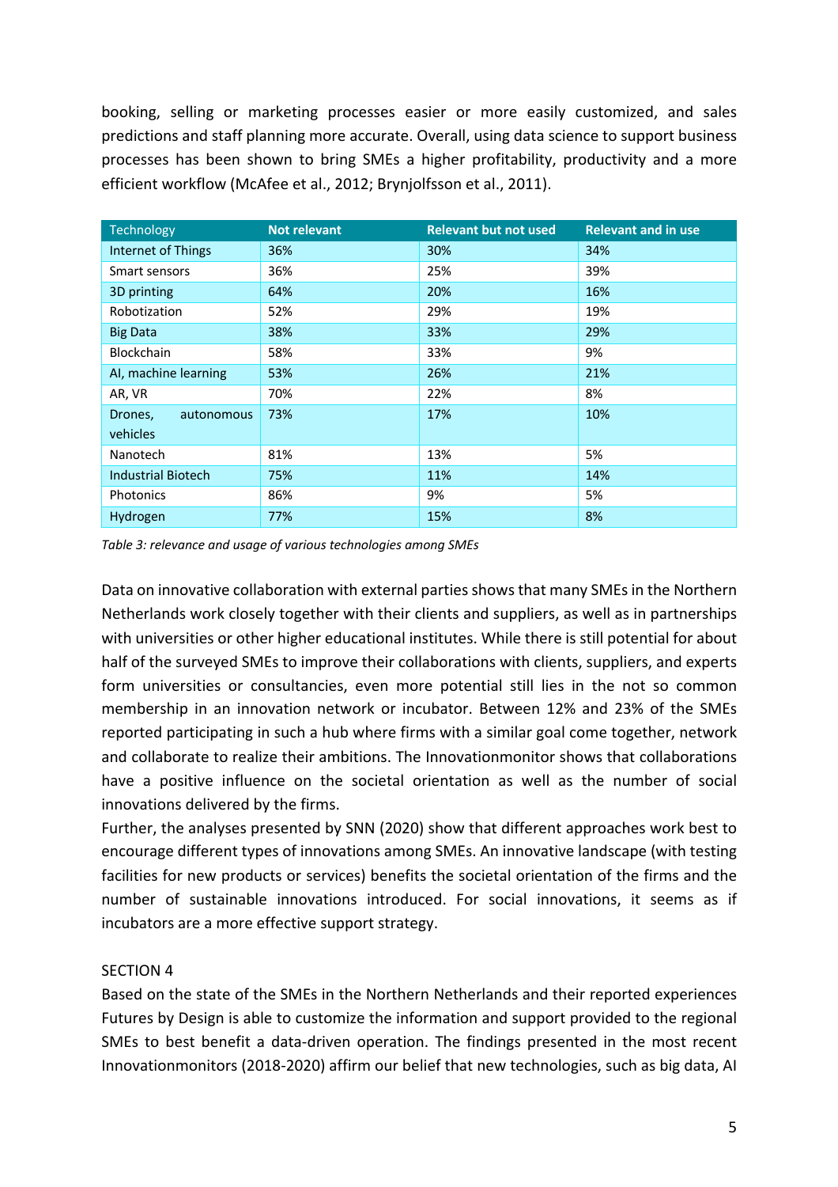booking, selling or marketing processes easier or more easily customized, and sales predictions and staff planning more accurate. Overall, using data science to support business processes has been shown to bring SMEs a higher profitability, productivity and a more efficient workflow (McAfee et al., 2012; Brynjolfsson et al., 2011).

| Technology | Not relevant | Relevant but not used | Relevant and in use |
|---|---|---|---|
| Internet of Things | 36% | 30% | 34% |
| Smart sensors | 36% | 25% | 39% |
| 3D printing | 64% | 20% | 16% |
| Robotization | 52% | 29% | 19% |
| Big Data | 38% | 33% | 29% |
| Blockchain | 58% | 33% | 9% |
| AI, machine learning | 53% | 26% | 21% |
| AR, VR | 70% | 22% | 8% |
| Drones, autonomous vehicles | 73% | 17% | 10% |
| Nanotech | 81% | 13% | 5% |
| Industrial Biotech | 75% | 11% | 14% |
| Photonics | 86% | 9% | 5% |
| Hydrogen | 77% | 15% | 8% |

*Table 3: relevance and usage of various technologies among SMEs*

Data on innovative collaboration with external parties shows that many SMEs in the Northern Netherlands work closely together with their clients and suppliers, as well as in partnerships with universities or other higher educational institutes. While there is still potential for about half of the surveyed SMEs to improve their collaborations with clients, suppliers, and experts form universities or consultancies, even more potential still lies in the not so common membership in an innovation network or incubator. Between 12% and 23% of the SMEs reported participating in such a hub where firms with a similar goal come together, network and collaborate to realize their ambitions. The Innovationmonitor shows that collaborations have a positive influence on the societal orientation as well as the number of social innovations delivered by the firms.

Further, the analyses presented by SNN (2020) show that different approaches work best to encourage different types of innovations among SMEs. An innovative landscape (with testing facilities for new products or services) benefits the societal orientation of the firms and the number of sustainable innovations introduced. For social innovations, it seems as if incubators are a more effective support strategy.

SECTION 4

Based on the state of the SMEs in the Northern Netherlands and their reported experiences Futures by Design is able to customize the information and support provided to the regional SMEs to best benefit a data-driven operation. The findings presented in the most recent Innovationmonitors (2018-2020) affirm our belief that new technologies, such as big data, AI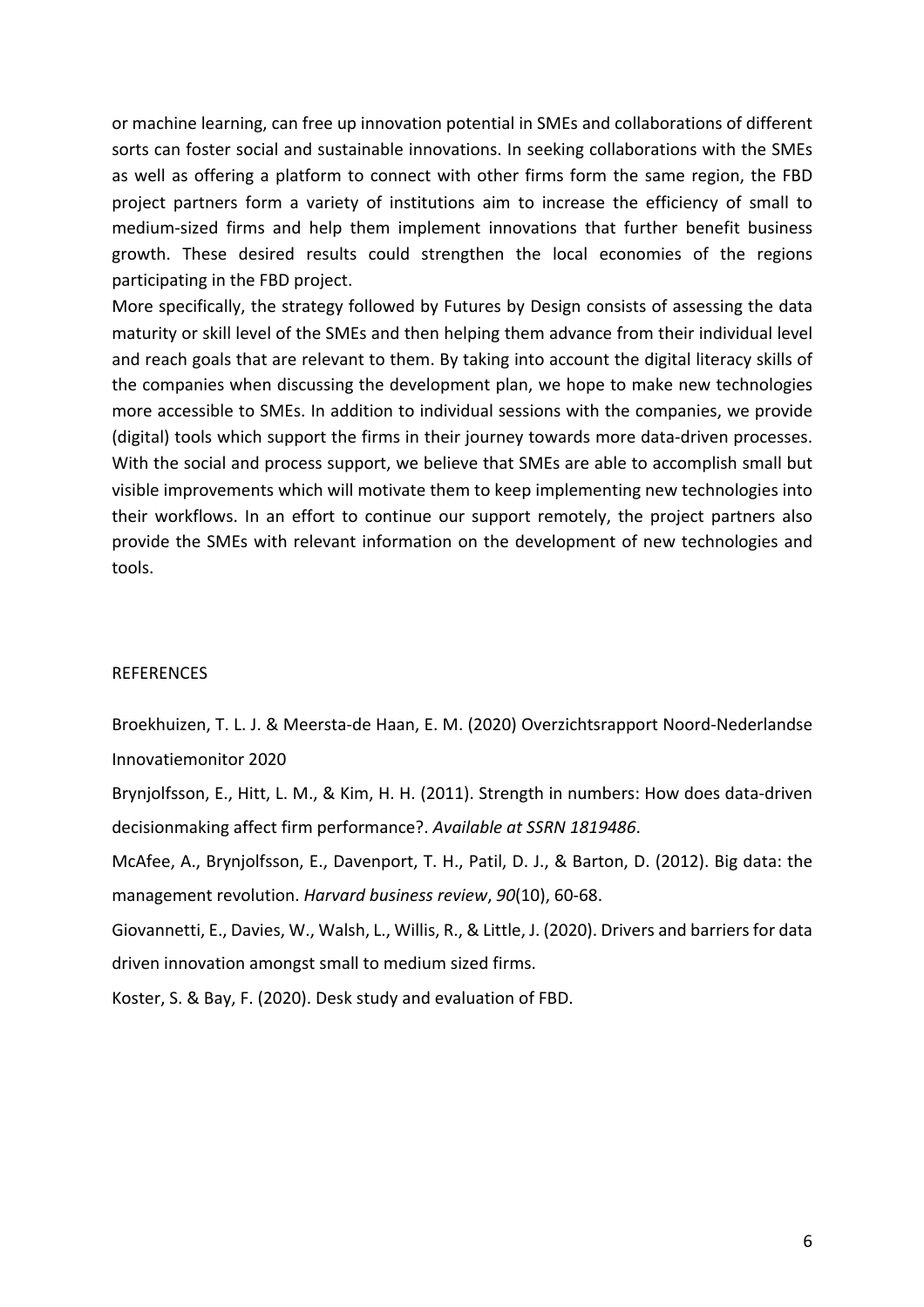or machine learning, can free up innovation potential in SMEs and collaborations of different sorts can foster social and sustainable innovations. In seeking collaborations with the SMEs as well as offering a platform to connect with other firms form the same region, the FBD project partners form a variety of institutions aim to increase the efficiency of small to medium-sized firms and help them implement innovations that further benefit business growth. These desired results could strengthen the local economies of the regions participating in the FBD project.

More specifically, the strategy followed by Futures by Design consists of assessing the data maturity or skill level of the SMEs and then helping them advance from their individual level and reach goals that are relevant to them. By taking into account the digital literacy skills of the companies when discussing the development plan, we hope to make new technologies more accessible to SMEs. In addition to individual sessions with the companies, we provide (digital) tools which support the firms in their journey towards more data-driven processes. With the social and process support, we believe that SMEs are able to accomplish small but visible improvements which will motivate them to keep implementing new technologies into their workflows. In an effort to continue our support remotely, the project partners also provide the SMEs with relevant information on the development of new technologies and tools.

REFERENCES

Broekhuizen, T. L. J. & Meersta-de Haan, E. M. (2020) Overzichtsrapport Noord-Nederlandse Innovatiemonitor 2020

Brynjolfsson, E., Hitt, L. M., & Kim, H. H. (2011). Strength in numbers: How does data-driven decisionmaking affect firm performance?. *Available at SSRN 1819486*.

McAfee, A., Brynjolfsson, E., Davenport, T. H., Patil, D. J., & Barton, D. (2012). Big data: the management revolution. *Harvard business review*, *90*(10), 60-68.

Giovannetti, E., Davies, W., Walsh, L., Willis, R., & Little, J. (2020). Drivers and barriers for data driven innovation amongst small to medium sized firms.

Koster, S. & Bay, F. (2020). Desk study and evaluation of FBD.